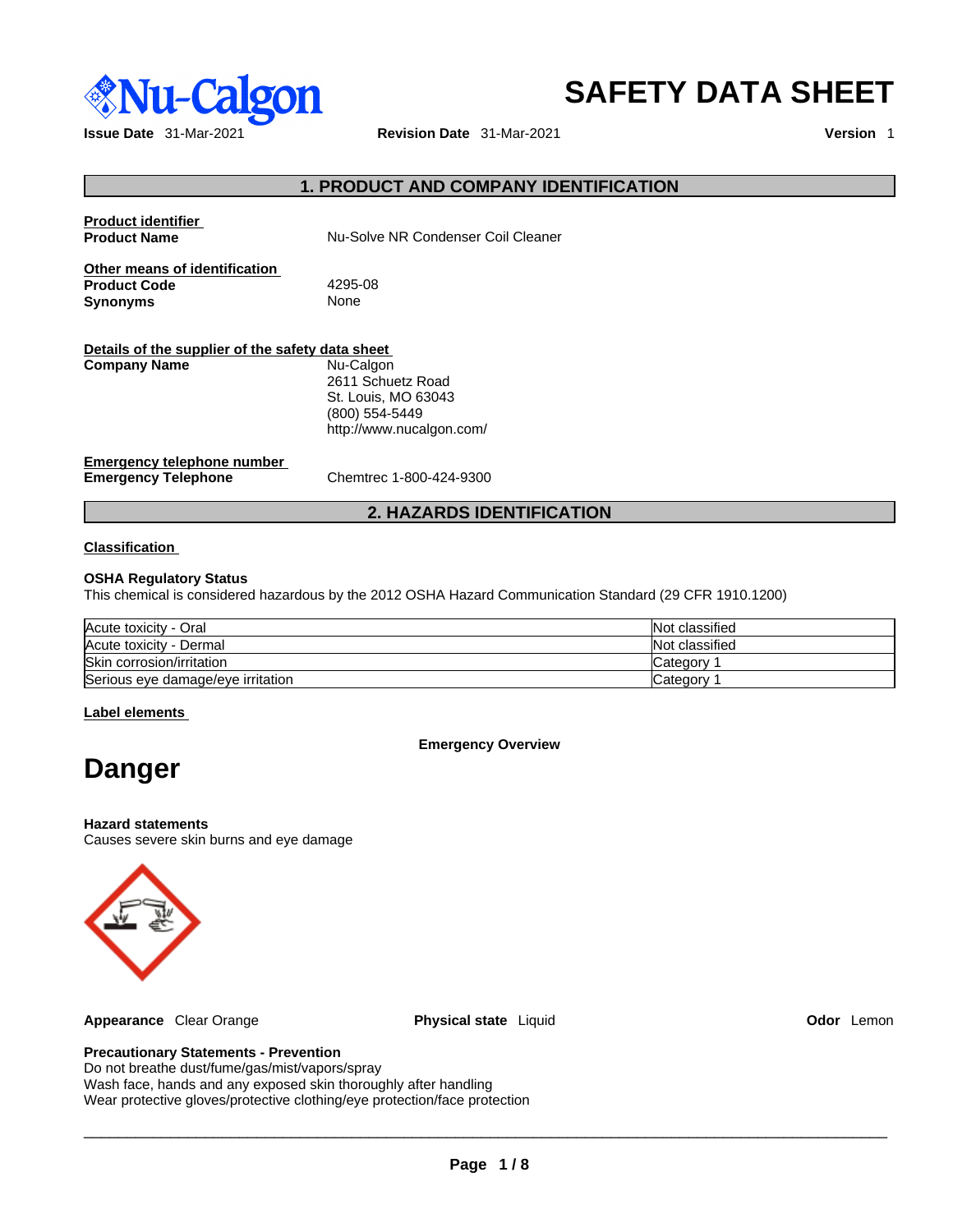# SAFETY DATA SHEET

**Issue Date** 31-Mar-2021 **Revision Date** 31-Mar-2021 **Version** 1

## 1. PRODUCT AND COMPANY IDENTIFICATION

**Product identifier**

| | |
|---|---|
| **Product Name** | Nu-Solve NR Condenser Coil Cleaner |

**Other means of identification**

| | |
|---|---|
| **Product Code** | 4295-08 |
| **Synonyms** | None |

**Details of the supplier of the safety data sheet**

**Company Name**
Nu-Calgon
2611 Schuetz Road
St. Louis, MO 63043
(800) 554-5449
http://www.nucalgon.com/

**Emergency telephone number**

| | |
|---|---|
| **Emergency Telephone** | Chemtrec 1-800-424-9300 |

## 2. HAZARDS IDENTIFICATION

**Classification**

**OSHA Regulatory Status**
This chemical is considered hazardous by the 2012 OSHA Hazard Communication Standard (29 CFR 1910.1200)

| | |
|---|---|
| Acute toxicity - Oral | Not classified |
| Acute toxicity - Dermal | Not classified |
| Skin corrosion/irritation | Category 1 |
| Serious eye damage/eye irritation | Category 1 |

**Label elements**

**Emergency Overview**

# Danger

**Hazard statements**
Causes severe skin burns and eye damage

**Appearance** Clear Orange **Physical state** Liquid **Odor** Lemon

**Precautionary Statements - Prevention**
Do not breathe dust/fume/gas/mist/vapors/spray
Wash face, hands and any exposed skin thoroughly after handling
Wear protective gloves/protective clothing/eye protection/face protection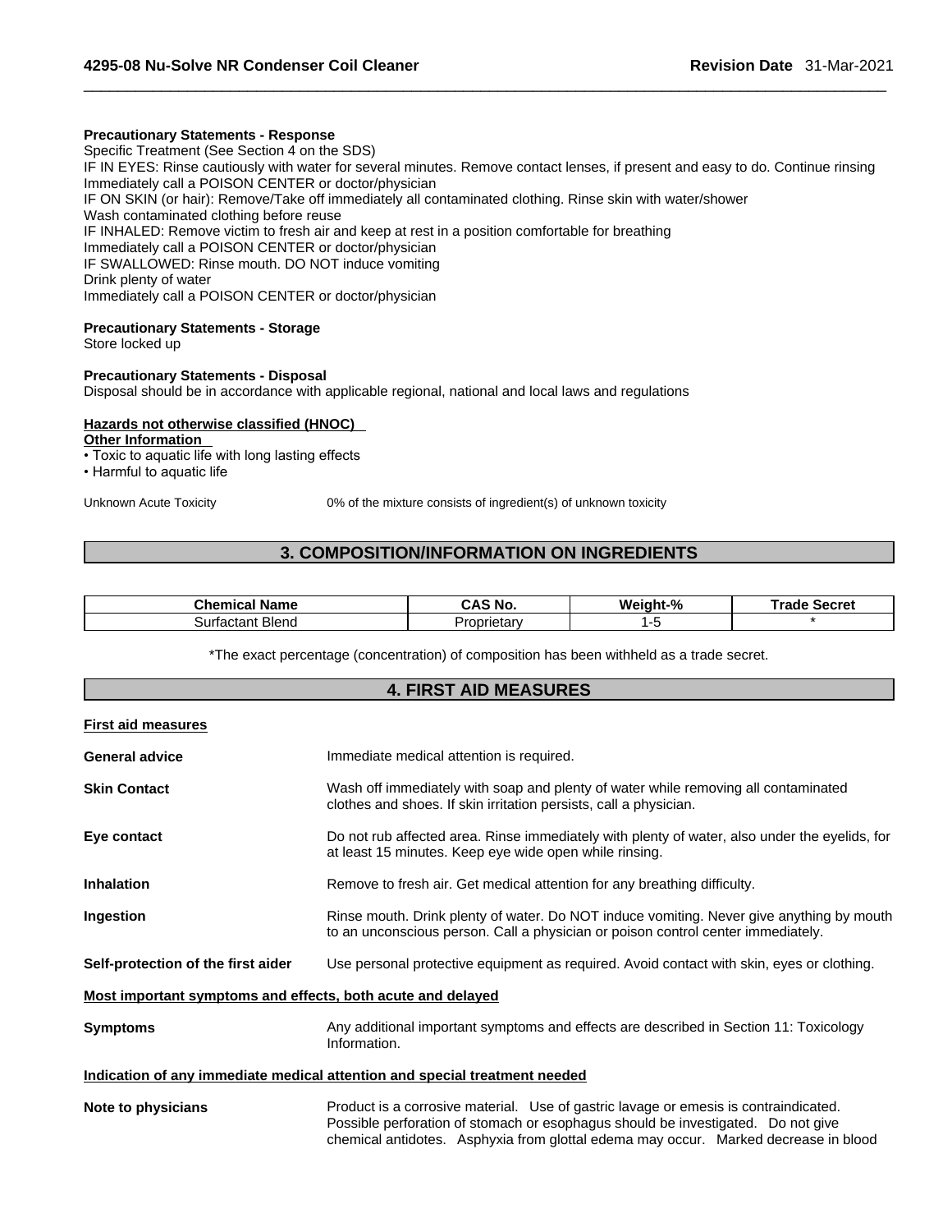**Precautionary Statements - Response**

Specific Treatment (See Section 4 on the SDS)
IF IN EYES: Rinse cautiously with water for several minutes. Remove contact lenses, if present and easy to do. Continue rinsing
Immediately call a POISON CENTER or doctor/physician
IF ON SKIN (or hair): Remove/Take off immediately all contaminated clothing. Rinse skin with water/shower
Wash contaminated clothing before reuse
IF INHALED: Remove victim to fresh air and keep at rest in a position comfortable for breathing
Immediately call a POISON CENTER or doctor/physician
IF SWALLOWED: Rinse mouth. DO NOT induce vomiting
Drink plenty of water
Immediately call a POISON CENTER or doctor/physician

**Precautionary Statements - Storage**

Store locked up

**Precautionary Statements - Disposal**

Disposal should be in accordance with applicable regional, national and local laws and regulations

**Hazards not otherwise classified (HNOC)**

**Other Information**

- Toxic to aquatic life with long lasting effects
- Harmful to aquatic life

Unknown Acute Toxicity: 0% of the mixture consists of ingredient(s) of unknown toxicity

## 3. COMPOSITION/INFORMATION ON INGREDIENTS

| Chemical Name | CAS No. | Weight-% | Trade Secret |
|---|---|---|---|
| Surfactant Blend | Proprietary | 1-5 | * |

*The exact percentage (concentration) of composition has been withheld as a trade secret.

## 4. FIRST AID MEASURES

**First aid measures**

**General advice**: Immediate medical attention is required.

**Skin Contact**: Wash off immediately with soap and plenty of water while removing all contaminated clothes and shoes. If skin irritation persists, call a physician.

**Eye contact**: Do not rub affected area. Rinse immediately with plenty of water, also under the eyelids, for at least 15 minutes. Keep eye wide open while rinsing.

**Inhalation**: Remove to fresh air. Get medical attention for any breathing difficulty.

**Ingestion**: Rinse mouth. Drink plenty of water. Do NOT induce vomiting. Never give anything by mouth to an unconscious person. Call a physician or poison control center immediately.

**Self-protection of the first aider**: Use personal protective equipment as required. Avoid contact with skin, eyes or clothing.

**Most important symptoms and effects, both acute and delayed**

**Symptoms**: Any additional important symptoms and effects are described in Section 11: Toxicology Information.

**Indication of any immediate medical attention and special treatment needed**

**Note to physicians**: Product is a corrosive material. Use of gastric lavage or emesis is contraindicated. Possible perforation of stomach or esophagus should be investigated. Do not give chemical antidotes. Asphyxia from glottal edema may occur. Marked decrease in blood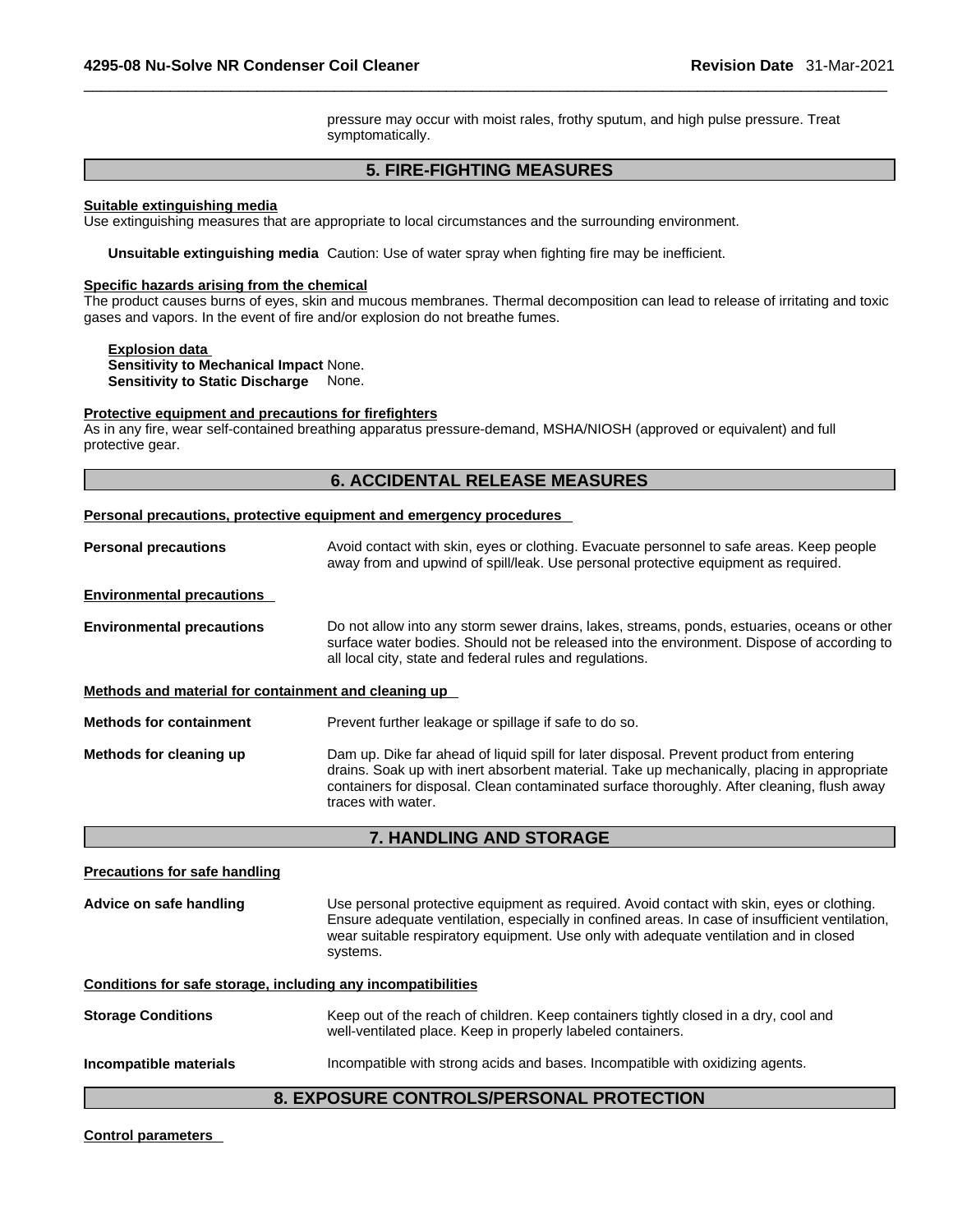pressure may occur with moist rales, frothy sputum, and high pulse pressure. Treat symptomatically.

## 5. FIRE-FIGHTING MEASURES

**Suitable extinguishing media**

Use extinguishing measures that are appropriate to local circumstances and the surrounding environment.

**Unsuitable extinguishing media** Caution: Use of water spray when fighting fire may be inefficient.

**Specific hazards arising from the chemical**

The product causes burns of eyes, skin and mucous membranes. Thermal decomposition can lead to release of irritating and toxic gases and vapors. In the event of fire and/or explosion do not breathe fumes.

**Explosion data**
**Sensitivity to Mechanical Impact** None.
**Sensitivity to Static Discharge** None.

**Protective equipment and precautions for firefighters**

As in any fire, wear self-contained breathing apparatus pressure-demand, MSHA/NIOSH (approved or equivalent) and full protective gear.

## 6. ACCIDENTAL RELEASE MEASURES

**Personal precautions, protective equipment and emergency procedures**

**Personal precautions** Avoid contact with skin, eyes or clothing. Evacuate personnel to safe areas. Keep people away from and upwind of spill/leak. Use personal protective equipment as required.

**Environmental precautions**

**Environmental precautions** Do not allow into any storm sewer drains, lakes, streams, ponds, estuaries, oceans or other surface water bodies. Should not be released into the environment. Dispose of according to all local city, state and federal rules and regulations.

**Methods and material for containment and cleaning up**

**Methods for containment** Prevent further leakage or spillage if safe to do so.

**Methods for cleaning up** Dam up. Dike far ahead of liquid spill for later disposal. Prevent product from entering drains. Soak up with inert absorbent material. Take up mechanically, placing in appropriate containers for disposal. Clean contaminated surface thoroughly. After cleaning, flush away traces with water.

## 7. HANDLING AND STORAGE

**Precautions for safe handling**

**Advice on safe handling** Use personal protective equipment as required. Avoid contact with skin, eyes or clothing. Ensure adequate ventilation, especially in confined areas. In case of insufficient ventilation, wear suitable respiratory equipment. Use only with adequate ventilation and in closed systems.

**Conditions for safe storage, including any incompatibilities**

**Storage Conditions** Keep out of the reach of children. Keep containers tightly closed in a dry, cool and well-ventilated place. Keep in properly labeled containers.

**Incompatible materials** Incompatible with strong acids and bases. Incompatible with oxidizing agents.

## 8. EXPOSURE CONTROLS/PERSONAL PROTECTION

**Control parameters**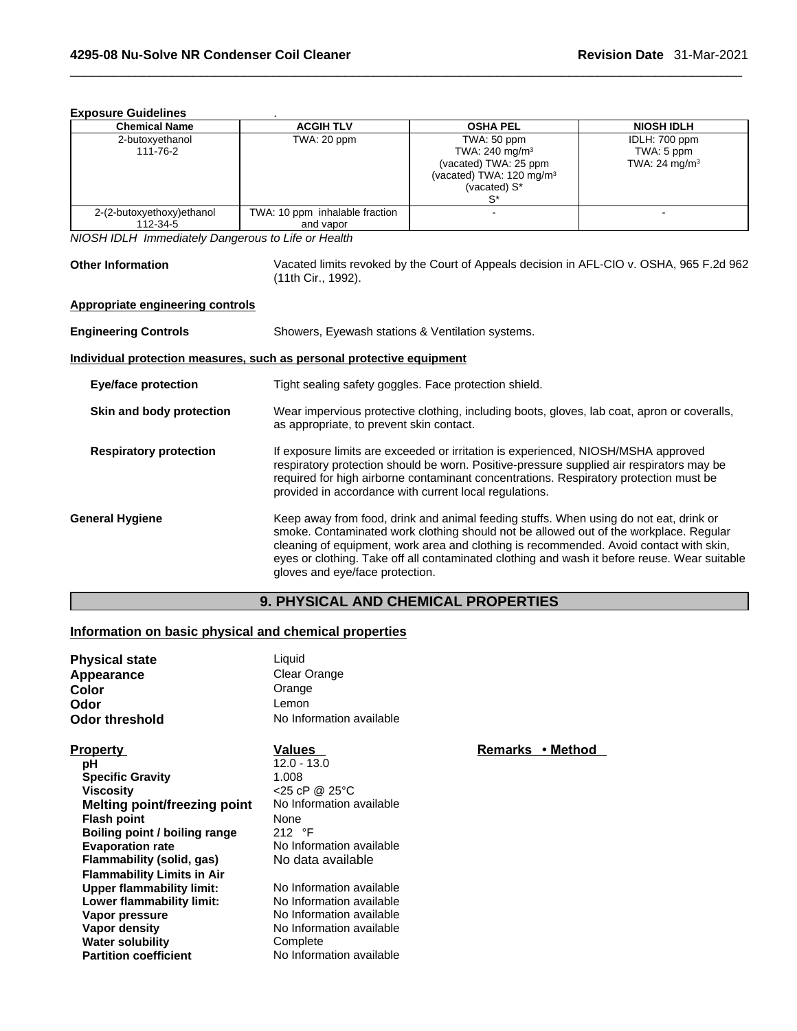**Exposure Guidelines**

| Chemical Name | ACGIH TLV | OSHA PEL | NIOSH IDLH |
|---|---|---|---|
| 2-butoxyethanol<br>111-76-2 | TWA: 20 ppm | TWA: 50 ppm<br>TWA: 240 mg/m³<br>(vacated) TWA: 25 ppm<br>(vacated) TWA: 120 mg/m³<br>(vacated) S*<br>S* | IDLH: 700 ppm<br>TWA: 5 ppm<br>TWA: 24 mg/m³ |
| 2-(2-butoxyethoxy)ethanol<br>112-34-5 | TWA: 10 ppm inhalable fraction and vapor | - | - |

*NIOSH IDLH Immediately Dangerous to Life or Health*

**Other Information** Vacated limits revoked by the Court of Appeals decision in AFL-CIO v. OSHA, 965 F.2d 962 (11th Cir., 1992).

**Appropriate engineering controls**

**Engineering Controls** Showers, Eyewash stations & Ventilation systems.

**Individual protection measures, such as personal protective equipment**

**Eye/face protection** Tight sealing safety goggles. Face protection shield.

**Skin and body protection** Wear impervious protective clothing, including boots, gloves, lab coat, apron or coveralls, as appropriate, to prevent skin contact.

**Respiratory protection** If exposure limits are exceeded or irritation is experienced, NIOSH/MSHA approved respiratory protection should be worn. Positive-pressure supplied air respirators may be required for high airborne contaminant concentrations. Respiratory protection must be provided in accordance with current local regulations.

**General Hygiene** Keep away from food, drink and animal feeding stuffs. When using do not eat, drink or smoke. Contaminated work clothing should not be allowed out of the workplace. Regular cleaning of equipment, work area and clothing is recommended. Avoid contact with skin, eyes or clothing. Take off all contaminated clothing and wash it before reuse. Wear suitable gloves and eye/face protection.

## 9. PHYSICAL AND CHEMICAL PROPERTIES

**Information on basic physical and chemical properties**

**Physical state** Liquid
**Appearance** Clear Orange
**Color** Orange
**Odor** Lemon
**Odor threshold** No Information available

| Property | Values | Remarks • Method |
|---|---|---|
| pH | 12.0 - 13.0 | |
| Specific Gravity | 1.008 | |
| Viscosity | <25 cP @ 25°C | |
| Melting point/freezing point | No Information available | |
| Flash point | None | |
| Boiling point / boiling range | 212 °F | |
| Evaporation rate | No Information available | |
| Flammability (solid, gas) | No data available | |
| Flammability Limits in Air | | |
| Upper flammability limit: | No Information available | |
| Lower flammability limit: | No Information available | |
| Vapor pressure | No Information available | |
| Vapor density | No Information available | |
| Water solubility | Complete | |
| Partition coefficient | No Information available | |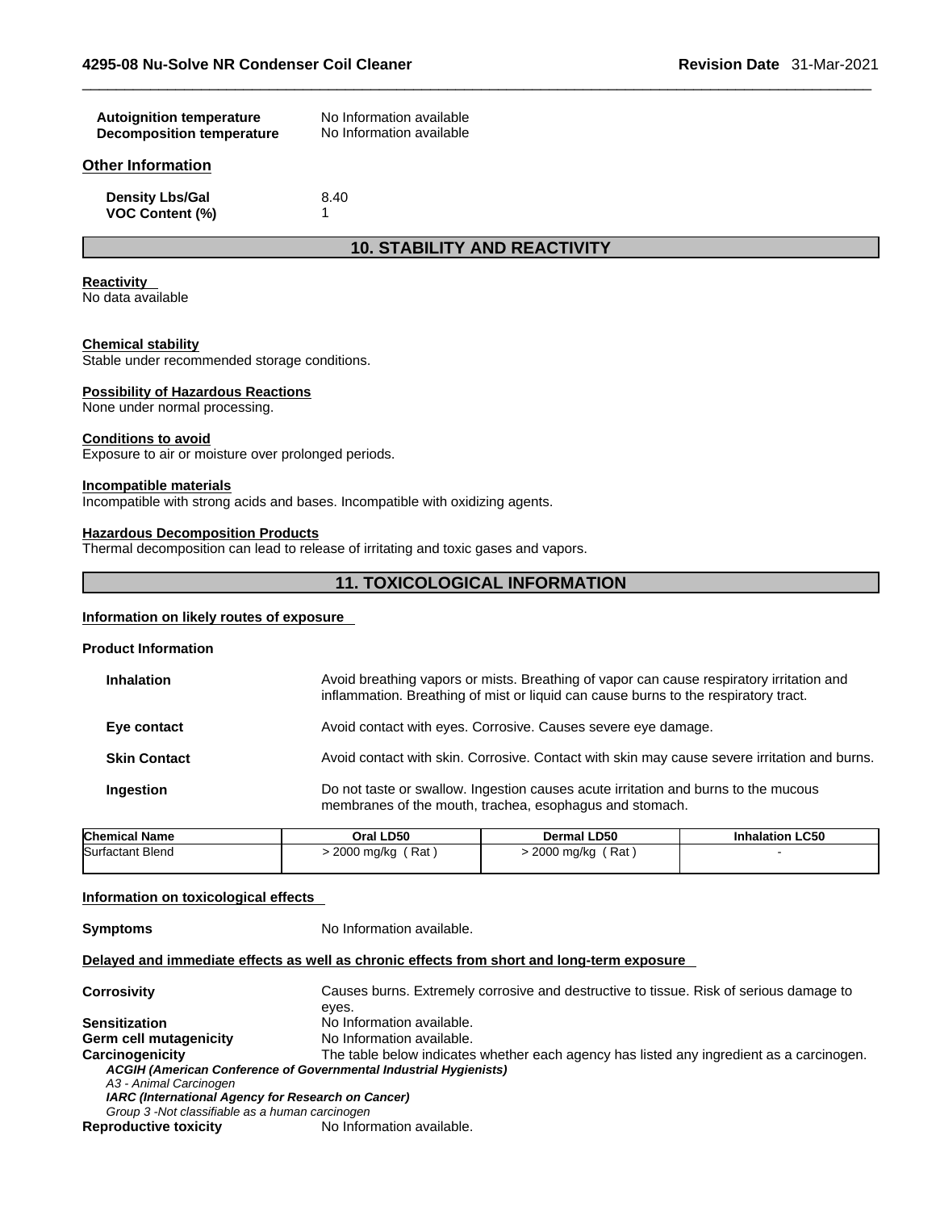| | |
|---|---|
| **Autoignition temperature** | No Information available |
| **Decomposition temperature** | No Information available |

### Other Information

| | |
|---|---|
| **Density Lbs/Gal** | 8.40 |
| **VOC Content (%)** | 1 |

## 10. STABILITY AND REACTIVITY

**Reactivity**
No data available

**Chemical stability**
Stable under recommended storage conditions.

**Possibility of Hazardous Reactions**
None under normal processing.

**Conditions to avoid**
Exposure to air or moisture over prolonged periods.

**Incompatible materials**
Incompatible with strong acids and bases. Incompatible with oxidizing agents.

**Hazardous Decomposition Products**
Thermal decomposition can lead to release of irritating and toxic gases and vapors.

## 11. TOXICOLOGICAL INFORMATION

**Information on likely routes of exposure**

**Product Information**

| | |
|---|---|
| **Inhalation** | Avoid breathing vapors or mists. Breathing of vapor can cause respiratory irritation and inflammation. Breathing of mist or liquid can cause burns to the respiratory tract. |
| **Eye contact** | Avoid contact with eyes. Corrosive. Causes severe eye damage. |
| **Skin Contact** | Avoid contact with skin. Corrosive. Contact with skin may cause severe irritation and burns. |
| **Ingestion** | Do not taste or swallow. Ingestion causes acute irritation and burns to the mucous membranes of the mouth, trachea, esophagus and stomach. |

| Chemical Name | Oral LD50 | Dermal LD50 | Inhalation LC50 |
|---|---|---|---|
| Surfactant Blend | > 2000 mg/kg ( Rat ) | > 2000 mg/kg ( Rat ) | - |

**Information on toxicological effects**

**Symptoms** No Information available.

**Delayed and immediate effects as well as chronic effects from short and long-term exposure**

**Corrosivity** Causes burns. Extremely corrosive and destructive to tissue. Risk of serious damage to eyes.
**Sensitization** No Information available.
**Germ cell mutagenicity** No Information available.
**Carcinogenicity** The table below indicates whether each agency has listed any ingredient as a carcinogen.

***ACGIH (American Conference of Governmental Industrial Hygienists)***
*A3 - Animal Carcinogen*
***IARC (International Agency for Research on Cancer)***
*Group 3 -Not classifiable as a human carcinogen*

**Reproductive toxicity** No Information available.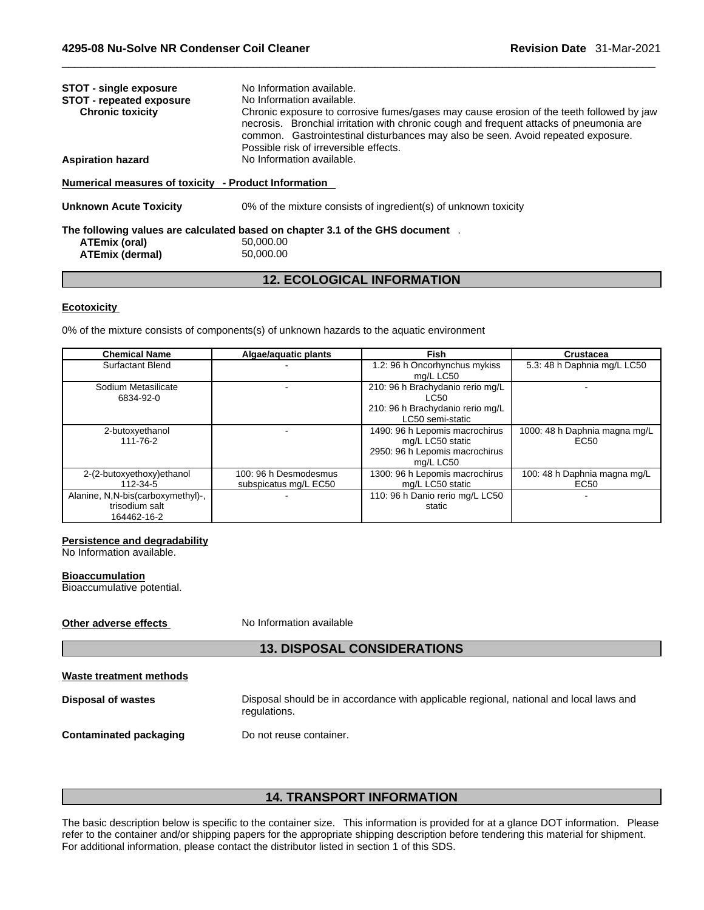**STOT - single exposure** No Information available.

**STOT - repeated exposure** No Information available.

**Chronic toxicity** Chronic exposure to corrosive fumes/gases may cause erosion of the teeth followed by jaw necrosis. Bronchial irritation with chronic cough and frequent attacks of pneumonia are common. Gastrointestinal disturbances may also be seen. Avoid repeated exposure. Possible risk of irreversible effects.

**Aspiration hazard** No Information available.

**Numerical measures of toxicity - Product Information**

**Unknown Acute Toxicity** 0% of the mixture consists of ingredient(s) of unknown toxicity

**The following values are calculated based on chapter 3.1 of the GHS document** .

**ATEmix (oral)** 50,000.00

**ATEmix (dermal)** 50,000.00

## 12. ECOLOGICAL INFORMATION

**Ecotoxicity**

0% of the mixture consists of components(s) of unknown hazards to the aquatic environment

| Chemical Name | Algae/aquatic plants | Fish | Crustacea |
|---|---|---|---|
| Surfactant Blend | - | 1.2: 96 h Oncorhynchus mykiss mg/L LC50 | 5.3: 48 h Daphnia mg/L LC50 |
| Sodium Metasilicate 6834-92-0 | - | 210: 96 h Brachydanio rerio mg/L LC50<br>210: 96 h Brachydanio rerio mg/L LC50 semi-static | - |
| 2-butoxyethanol 111-76-2 | - | 1490: 96 h Lepomis macrochirus mg/L LC50 static<br>2950: 96 h Lepomis macrochirus mg/L LC50 | 1000: 48 h Daphnia magna mg/L EC50 |
| 2-(2-butoxyethoxy)ethanol 112-34-5 | 100: 96 h Desmodesmus subspicatus mg/L EC50 | 1300: 96 h Lepomis macrochirus mg/L LC50 static | 100: 48 h Daphnia magna mg/L EC50 |
| Alanine, N,N-bis(carboxymethyl)-, trisodium salt 164462-16-2 | - | 110: 96 h Danio rerio mg/L LC50 static | - |

**Persistence and degradability**

No Information available.

**Bioaccumulation**

Bioaccumulative potential.

**Other adverse effects** No Information available

## 13. DISPOSAL CONSIDERATIONS

**Waste treatment methods**

**Disposal of wastes** Disposal should be in accordance with applicable regional, national and local laws and regulations.

**Contaminated packaging** Do not reuse container.

## 14. TRANSPORT INFORMATION

The basic description below is specific to the container size. This information is provided for at a glance DOT information. Please refer to the container and/or shipping papers for the appropriate shipping description before tendering this material for shipment. For additional information, please contact the distributor listed in section 1 of this SDS.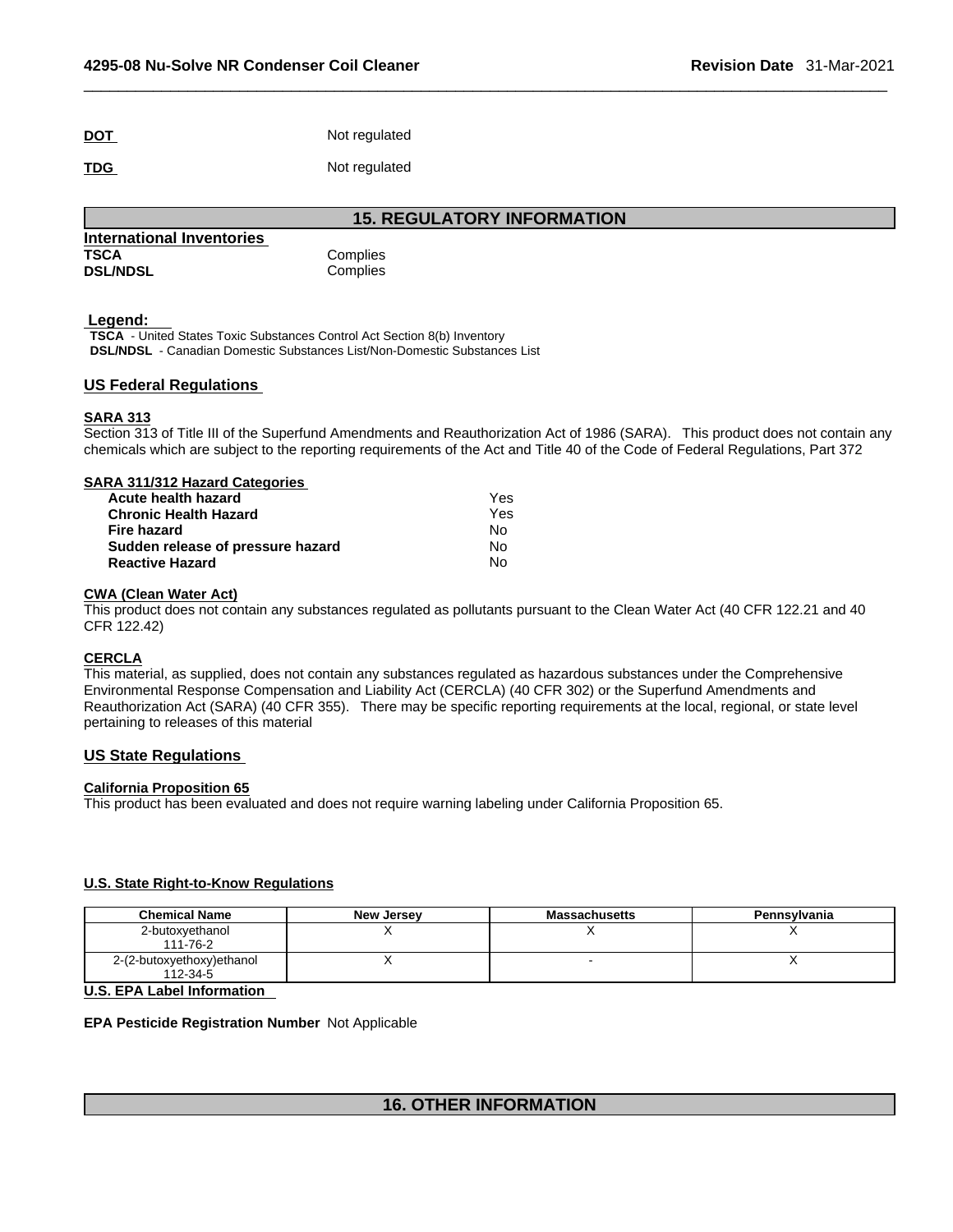**DOT** Not regulated

**TDG** Not regulated

## 15. REGULATORY INFORMATION

**International Inventories**

| | |
|---|---|
| **TSCA** | Complies |
| **DSL/NDSL** | Complies |

**Legend:**

**TSCA** - United States Toxic Substances Control Act Section 8(b) Inventory
**DSL/NDSL** - Canadian Domestic Substances List/Non-Domestic Substances List

### US Federal Regulations

**SARA 313**

Section 313 of Title III of the Superfund Amendments and Reauthorization Act of 1986 (SARA). This product does not contain any chemicals which are subject to the reporting requirements of the Act and Title 40 of the Code of Federal Regulations, Part 372

**SARA 311/312 Hazard Categories**

| | |
|---|---|
| **Acute health hazard** | Yes |
| **Chronic Health Hazard** | Yes |
| **Fire hazard** | No |
| **Sudden release of pressure hazard** | No |
| **Reactive Hazard** | No |

**CWA (Clean Water Act)**

This product does not contain any substances regulated as pollutants pursuant to the Clean Water Act (40 CFR 122.21 and 40 CFR 122.42)

**CERCLA**

This material, as supplied, does not contain any substances regulated as hazardous substances under the Comprehensive Environmental Response Compensation and Liability Act (CERCLA) (40 CFR 302) or the Superfund Amendments and Reauthorization Act (SARA) (40 CFR 355). There may be specific reporting requirements at the local, regional, or state level pertaining to releases of this material

### US State Regulations

**California Proposition 65**

This product has been evaluated and does not require warning labeling under California Proposition 65.

**U.S. State Right-to-Know Regulations**

| Chemical Name | New Jersey | Massachusetts | Pennsylvania |
|---|---|---|---|
| 2-butoxyethanol 111-76-2 | X | X | X |
| 2-(2-butoxyethoxy)ethanol 112-34-5 | X | - | X |

**U.S. EPA Label Information**

**EPA Pesticide Registration Number** Not Applicable

## 16. OTHER INFORMATION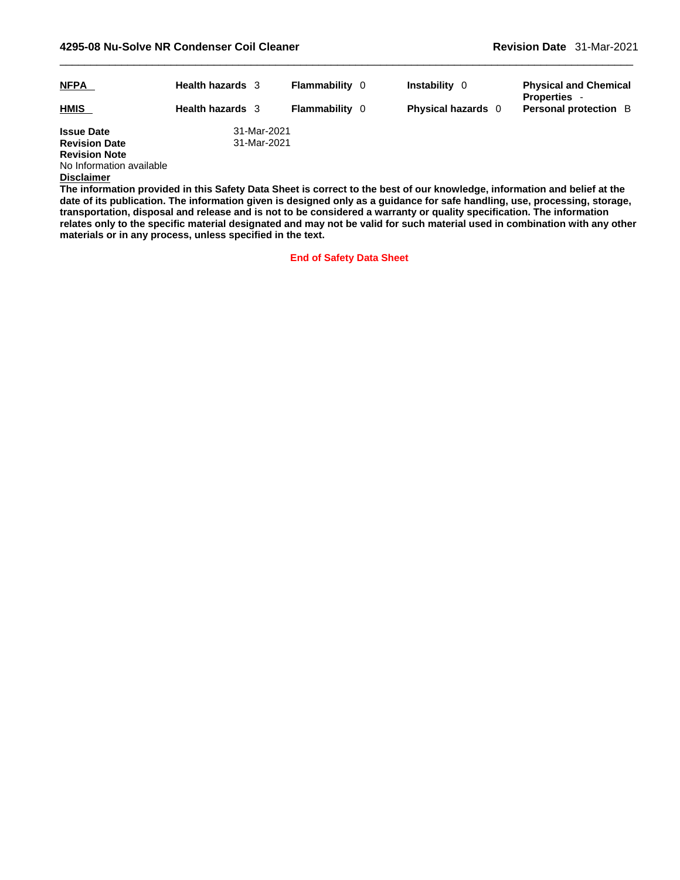| | | | | |
|---|---|---|---|---|
| **NFPA** | **Health hazards** 3 | **Flammability** 0 | **Instability** 0 | **Physical and Chemical Properties** - |
| **HMIS** | **Health hazards** 3 | **Flammability** 0 | **Physical hazards** 0 | **Personal protection** B |

**Issue Date** 31-Mar-2021
**Revision Date** 31-Mar-2021
**Revision Note**
No Information available

**Disclaimer**

**The information provided in this Safety Data Sheet is correct to the best of our knowledge, information and belief at the date of its publication. The information given is designed only as a guidance for safe handling, use, processing, storage, transportation, disposal and release and is not to be considered a warranty or quality specification. The information relates only to the specific material designated and may not be valid for such material used in combination with any other materials or in any process, unless specified in the text.**

**End of Safety Data Sheet**